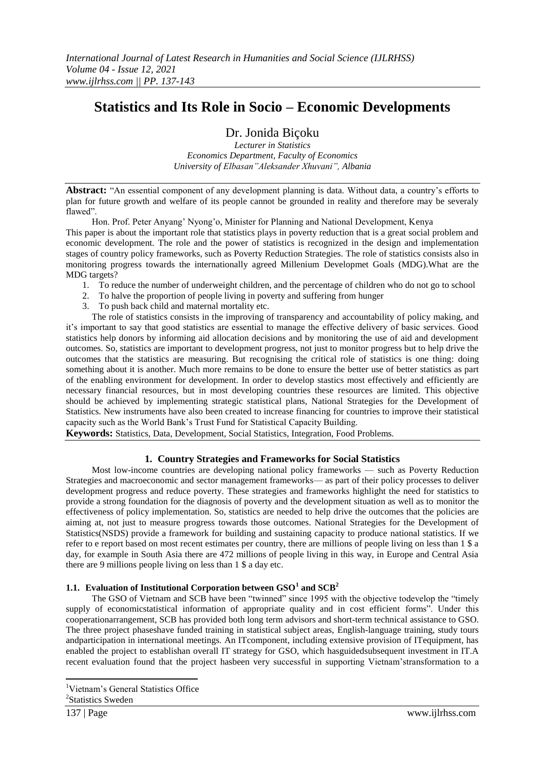# Statistics and Its Role in Socio – Economic Developments

Dr. Jonida Biçoku

*Lecturer in Statistics*
*Economics Department, Faculty of Economics*
*University of Elbasan"Aleksander Xhuvani", Albania*

---

**Abstract:** "An essential component of any development planning is data. Without data, a country's efforts to plan for future growth and welfare of its people cannot be grounded in reality and therefore may be severaly flawed".

Hon. Prof. Peter Anyang' Nyong'o, Minister for Planning and National Development, Kenya

This paper is about the important role that statistics plays in poverty reduction that is a great social problem and economic development. The role and the power of statistics is recognized in the design and implementation stages of country policy frameworks, such as Poverty Reduction Strategies. The role of statistics consists also in monitoring progress towards the internationally agreed Millenium Developmet Goals (MDG).What are the MDG targets?

1. To reduce the number of underweight children, and the percentage of children who do not go to school
2. To halve the proportion of people living in poverty and suffering from hunger
3. To push back child and maternal mortality etc.

The role of statistics consists in the improving of transparency and accountability of policy making, and it's important to say that good statistics are essential to manage the effective delivery of basic services. Good statistics help donors by informing aid allocation decisions and by monitoring the use of aid and development outcomes. So, statistics are important to development progress, not just to monitor progress but to help drive the outcomes that the statistics are measuring. But recognising the critical role of statistics is one thing: doing something about it is another. Much more remains to be done to ensure the better use of better statistics as part of the enabling environment for development. In order to develop stastics most effectively and efficiently are necessary financial resources, but in most developing countries these resources are limited. This objective should be achieved by implementing strategic statistical plans, National Strategies for the Development of Statistics. New instruments have also been created to increase financing for countries to improve their statistical capacity such as the World Bank's Trust Fund for Statistical Capacity Building.

**Keywords:** Statistics, Data, Development, Social Statistics, Integration, Food Problems.

---

## 1. Country Strategies and Frameworks for Social Statistics

Most low-income countries are developing national policy frameworks — such as Poverty Reduction Strategies and macroeconomic and sector management frameworks— as part of their policy processes to deliver development progress and reduce poverty. These strategies and frameworks highlight the need for statistics to provide a strong foundation for the diagnosis of poverty and the development situation as well as to monitor the effectiveness of policy implementation. So, statistics are needed to help drive the outcomes that the policies are aiming at, not just to measure progress towards those outcomes. National Strategies for the Development of Statistics(NSDS) provide a framework for building and sustaining capacity to produce national statistics. If we refer to e report based on most recent estimates per country, there are millions of people living on less than 1 $ a day, for example in South Asia there are 472 millions of people living in this way, in Europe and Central Asia there are 9 millions people living on less than 1 $ a day etc.

### 1.1. Evaluation of Institutional Corporation between GSO[1] and SCB[2]

The GSO of Vietnam and SCB have been "twinned" since 1995 with the objective todevelop the "timely supply of economicstatistical information of appropriate quality and in cost efficient forms". Under this cooperationarrangement, SCB has provided both long term advisors and short-term technical assistance to GSO. The three project phaseshave funded training in statistical subject areas, English-language training, study tours andparticipation in international meetings. An ITcomponent, including extensive provision of ITequipment, has enabled the project to establishan overall IT strategy for GSO, which hasguidedsubsequent investment in IT.A recent evaluation found that the project hasbeen very successful in supporting Vietnam'stransformation to a

---

[1] Vietnam's General Statistics Office

[2] Statistics Sweden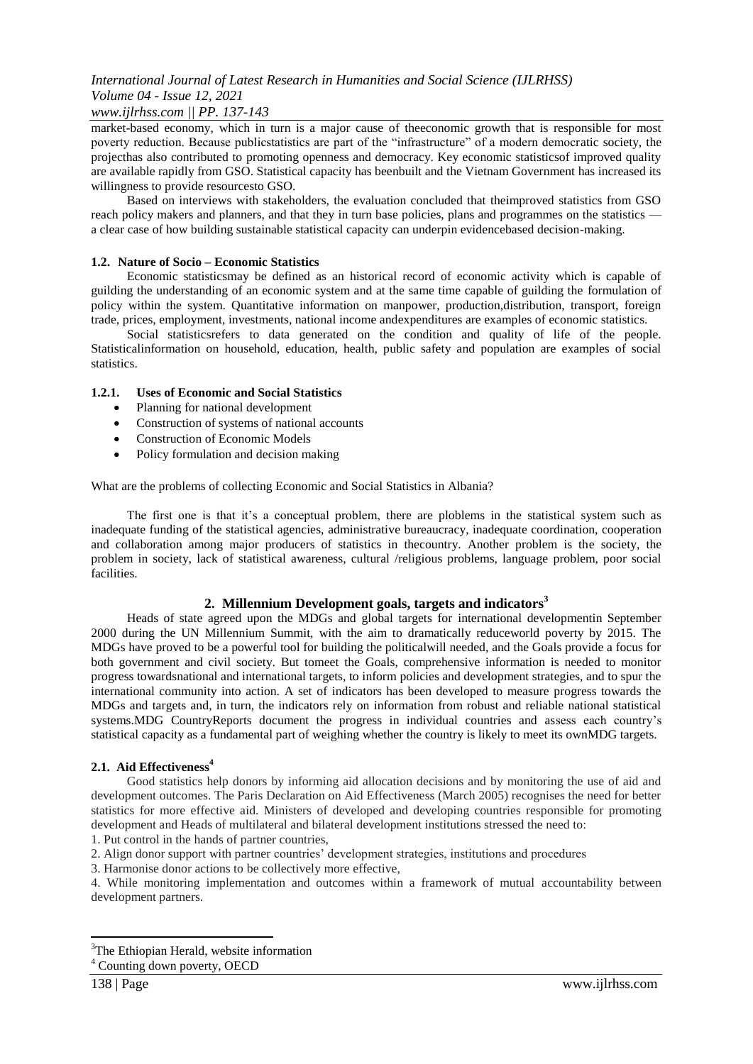market-based economy, which in turn is a major cause of theeconomic growth that is responsible for most poverty reduction. Because publicstatistics are part of the "infrastructure" of a modern democratic society, the projecthas also contributed to promoting openness and democracy. Key economic statisticsof improved quality are available rapidly from GSO. Statistical capacity has beenbuilt and the Vietnam Government has increased its willingness to provide resourcesto GSO.

Based on interviews with stakeholders, the evaluation concluded that theimproved statistics from GSO reach policy makers and planners, and that they in turn base policies, plans and programmes on the statistics — a clear case of how building sustainable statistical capacity can underpin evidencebased decision-making.

### 1.2. Nature of Socio – Economic Statistics

Economic statisticsmay be defined as an historical record of economic activity which is capable of guilding the understanding of an economic system and at the same time capable of guilding the formulation of policy within the system. Quantitative information on manpower, production,distribution, transport, foreign trade, prices, employment, investments, national income andexpenditures are examples of economic statistics.

Social statisticsrefers to data generated on the condition and quality of life of the people. Statisticalinformation on household, education, health, public safety and population are examples of social statistics.

#### 1.2.1. Uses of Economic and Social Statistics

- Planning for national development
- Construction of systems of national accounts
- Construction of Economic Models
- Policy formulation and decision making

What are the problems of collecting Economic and Social Statistics in Albania?

The first one is that it's a conceptual problem, there are ploblems in the statistical system such as inadequate funding of the statistical agencies, administrative bureaucracy, inadequate coordination, cooperation and collaboration among major producers of statistics in thecountry. Another problem is the society, the problem in society, lack of statistical awareness, cultural /religious problems, language problem, poor social facilities.

## 2. Millennium Development goals, targets and indicators[3]

Heads of state agreed upon the MDGs and global targets for international developmentin September 2000 during the UN Millennium Summit, with the aim to dramatically reduceworld poverty by 2015. The MDGs have proved to be a powerful tool for building the politicalwill needed, and the Goals provide a focus for both government and civil society. But tomeet the Goals, comprehensive information is needed to monitor progress towardsnational and international targets, to inform policies and development strategies, and to spur the international community into action. A set of indicators has been developed to measure progress towards the MDGs and targets and, in turn, the indicators rely on information from robust and reliable national statistical systems.MDG CountryReports document the progress in individual countries and assess each country's statistical capacity as a fundamental part of weighing whether the country is likely to meet its ownMDG targets.

### 2.1. Aid Effectiveness[4]

Good statistics help donors by informing aid allocation decisions and by monitoring the use of aid and development outcomes. The Paris Declaration on Aid Effectiveness (March 2005) recognises the need for better statistics for more effective aid. Ministers of developed and developing countries responsible for promoting development and Heads of multilateral and bilateral development institutions stressed the need to:

1. Put control in the hands of partner countries,
2. Align donor support with partner countries' development strategies, institutions and procedures
3. Harmonise donor actions to be collectively more effective,
4. While monitoring implementation and outcomes within a framework of mutual accountability between development partners.

---

[3]The Ethiopian Herald, website information

[4] Counting down poverty, OECD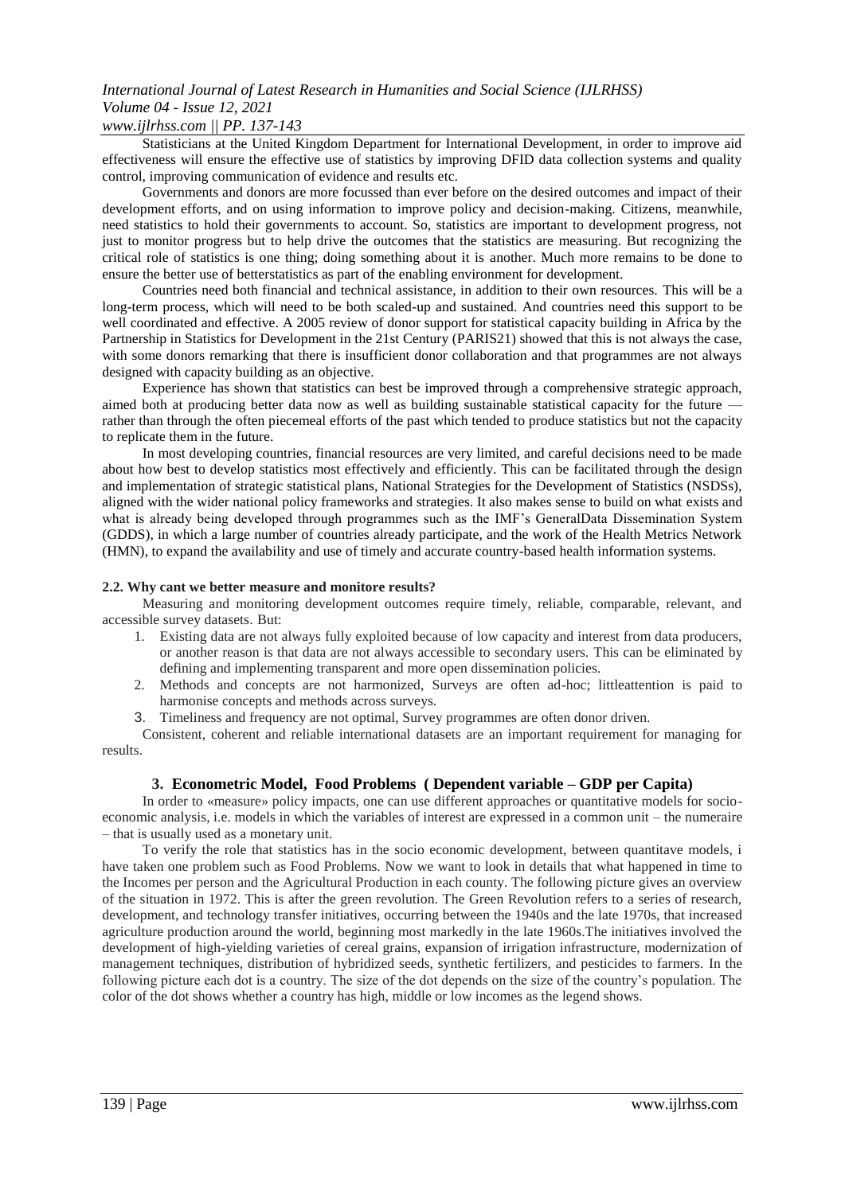Statisticians at the United Kingdom Department for International Development, in order to improve aid effectiveness will ensure the effective use of statistics by improving DFID data collection systems and quality control, improving communication of evidence and results etc.

Governments and donors are more focussed than ever before on the desired outcomes and impact of their development efforts, and on using information to improve policy and decision-making. Citizens, meanwhile, need statistics to hold their governments to account. So, statistics are important to development progress, not just to monitor progress but to help drive the outcomes that the statistics are measuring. But recognizing the critical role of statistics is one thing; doing something about it is another. Much more remains to be done to ensure the better use of betterstatistics as part of the enabling environment for development.

Countries need both financial and technical assistance, in addition to their own resources. This will be a long-term process, which will need to be both scaled-up and sustained. And countries need this support to be well coordinated and effective. A 2005 review of donor support for statistical capacity building in Africa by the Partnership in Statistics for Development in the 21st Century (PARIS21) showed that this is not always the case, with some donors remarking that there is insufficient donor collaboration and that programmes are not always designed with capacity building as an objective.

Experience has shown that statistics can best be improved through a comprehensive strategic approach, aimed both at producing better data now as well as building sustainable statistical capacity for the future — rather than through the often piecemeal efforts of the past which tended to produce statistics but not the capacity to replicate them in the future.

In most developing countries, financial resources are very limited, and careful decisions need to be made about how best to develop statistics most effectively and efficiently. This can be facilitated through the design and implementation of strategic statistical plans, National Strategies for the Development of Statistics (NSDSs), aligned with the wider national policy frameworks and strategies. It also makes sense to build on what exists and what is already being developed through programmes such as the IMF's GeneralData Dissemination System (GDDS), in which a large number of countries already participate, and the work of the Health Metrics Network (HMN), to expand the availability and use of timely and accurate country-based health information systems.

### 2.2. Why cant we better measure and monitore results?

Measuring and monitoring development outcomes require timely, reliable, comparable, relevant, and accessible survey datasets. But:

1. Existing data are not always fully exploited because of low capacity and interest from data producers, or another reason is that data are not always accessible to secondary users. This can be eliminated by defining and implementing transparent and more open dissemination policies.
2. Methods and concepts are not harmonized, Surveys are often ad-hoc; littleattention is paid to harmonise concepts and methods across surveys.
3. Timeliness and frequency are not optimal, Survey programmes are often donor driven.

Consistent, coherent and reliable international datasets are an important requirement for managing for results.

## 3. Econometric Model, Food Problems ( Dependent variable – GDP per Capita)

In order to «measure» policy impacts, one can use different approaches or quantitative models for socio-economic analysis, i.e. models in which the variables of interest are expressed in a common unit – the numeraire – that is usually used as a monetary unit.

To verify the role that statistics has in the socio economic development, between quantitave models, i have taken one problem such as Food Problems. Now we want to look in details that what happened in time to the Incomes per person and the Agricultural Production in each county. The following picture gives an overview of the situation in 1972. This is after the green revolution. The Green Revolution refers to a series of research, development, and technology transfer initiatives, occurring between the 1940s and the late 1970s, that increased agriculture production around the world, beginning most markedly in the late 1960s.The initiatives involved the development of high-yielding varieties of cereal grains, expansion of irrigation infrastructure, modernization of management techniques, distribution of hybridized seeds, synthetic fertilizers, and pesticides to farmers. In the following picture each dot is a country. The size of the dot depends on the size of the country's population. The color of the dot shows whether a country has high, middle or low incomes as the legend shows.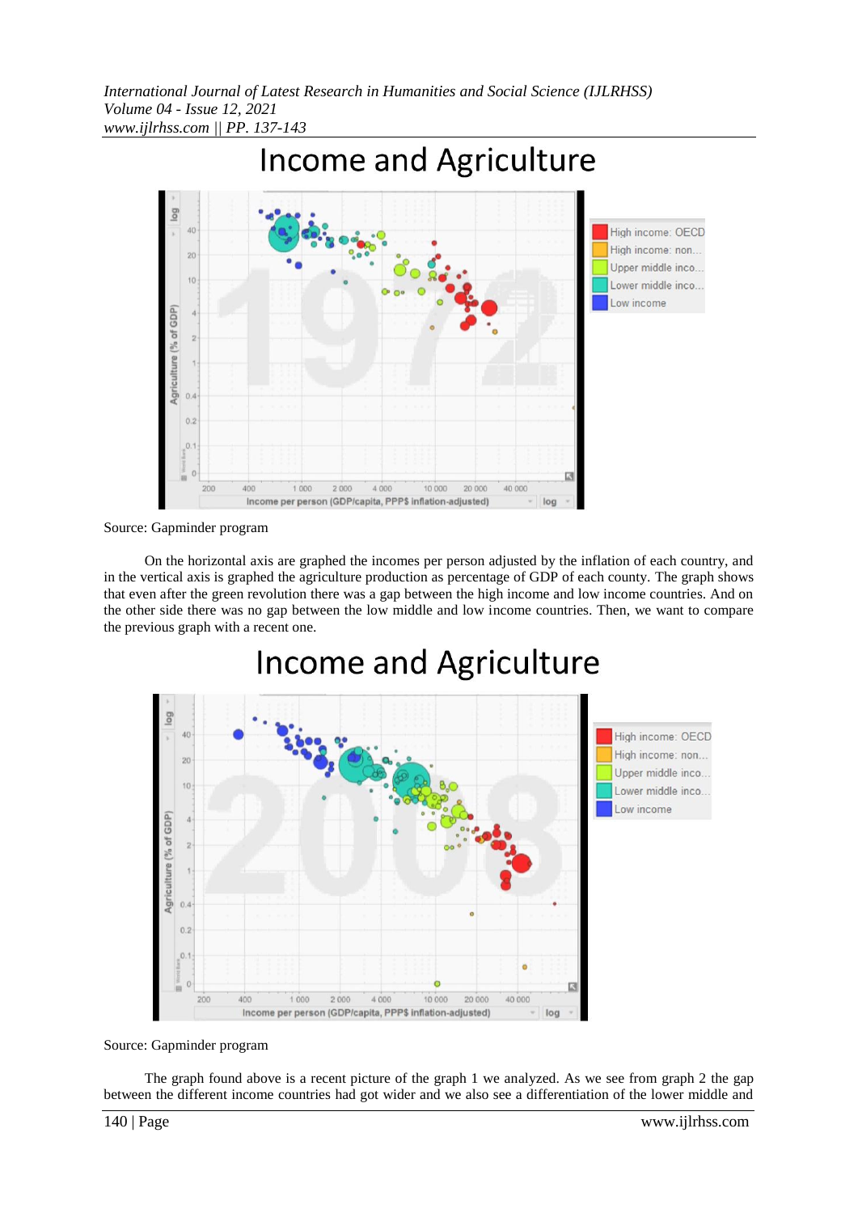# Income and Agriculture

Source: Gapminder program

On the horizontal axis are graphed the incomes per person adjusted by the inflation of each country, and in the vertical axis is graphed the agriculture production as percentage of GDP of each county. The graph shows that even after the green revolution there was a gap between the high income and low income countries. And on the other side there was no gap between the low middle and low income countries. Then, we want to compare the previous graph with a recent one.

# Income and Agriculture

Source: Gapminder program

The graph found above is a recent picture of the graph 1 we analyzed. As we see from graph 2 the gap between the different income countries had got wider and we also see a differentiation of the lower middle and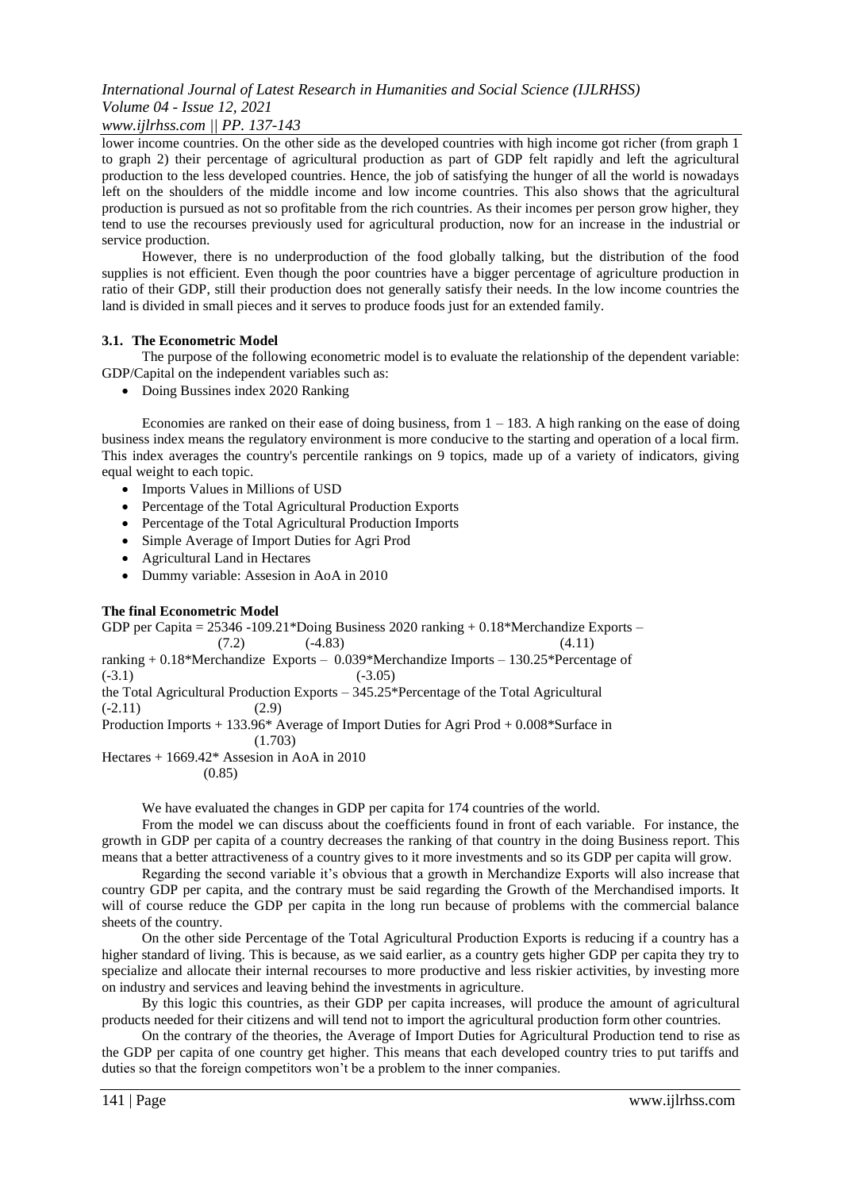lower income countries. On the other side as the developed countries with high income got richer (from graph 1 to graph 2) their percentage of agricultural production as part of GDP felt rapidly and left the agricultural production to the less developed countries. Hence, the job of satisfying the hunger of all the world is nowadays left on the shoulders of the middle income and low income countries. This also shows that the agricultural production is pursued as not so profitable from the rich countries. As their incomes per person grow higher, they tend to use the recourses previously used for agricultural production, now for an increase in the industrial or service production.

However, there is no underproduction of the food globally talking, but the distribution of the food supplies is not efficient. Even though the poor countries have a bigger percentage of agriculture production in ratio of their GDP, still their production does not generally satisfy their needs. In the low income countries the land is divided in small pieces and it serves to produce foods just for an extended family.

### 3.1. The Econometric Model

The purpose of the following econometric model is to evaluate the relationship of the dependent variable: GDP/Capital on the independent variables such as:

- Doing Bussines index 2020 Ranking

Economies are ranked on their ease of doing business, from 1 – 183. A high ranking on the ease of doing business index means the regulatory environment is more conducive to the starting and operation of a local firm. This index averages the country's percentile rankings on 9 topics, made up of a variety of indicators, giving equal weight to each topic.

- Imports Values in Millions of USD
- Percentage of the Total Agricultural Production Exports
- Percentage of the Total Agricultural Production Imports
- Simple Average of Import Duties for Agri Prod
- Agricultural Land in Hectares
- Dummy variable: Assesion in AoA in 2010

**The final Econometric Model**

GDP per Capita = 25346 -109.21*Doing Business 2020 ranking + 0.18*Merchandize Exports –
(7.2) (-4.83) (4.11)
ranking + 0.18*Merchandize Exports – 0.039*Merchandize Imports – 130.25*Percentage of
(-3.1) (-3.05)
the Total Agricultural Production Exports – 345.25*Percentage of the Total Agricultural
(-2.11) (2.9)
Production Imports + 133.96* Average of Import Duties for Agri Prod + 0.008*Surface in
(1.703)
Hectares + 1669.42* Assesion in AoA in 2010
(0.85)

We have evaluated the changes in GDP per capita for 174 countries of the world.

From the model we can discuss about the coefficients found in front of each variable. For instance, the growth in GDP per capita of a country decreases the ranking of that country in the doing Business report. This means that a better attractiveness of a country gives to it more investments and so its GDP per capita will grow.

Regarding the second variable it's obvious that a growth in Merchandize Exports will also increase that country GDP per capita, and the contrary must be said regarding the Growth of the Merchandised imports. It will of course reduce the GDP per capita in the long run because of problems with the commercial balance sheets of the country.

On the other side Percentage of the Total Agricultural Production Exports is reducing if a country has a higher standard of living. This is because, as we said earlier, as a country gets higher GDP per capita they try to specialize and allocate their internal recourses to more productive and less riskier activities, by investing more on industry and services and leaving behind the investments in agriculture.

By this logic this countries, as their GDP per capita increases, will produce the amount of agricultural products needed for their citizens and will tend not to import the agricultural production form other countries.

On the contrary of the theories, the Average of Import Duties for Agricultural Production tend to rise as the GDP per capita of one country get higher. This means that each developed country tries to put tariffs and duties so that the foreign competitors won't be a problem to the inner companies.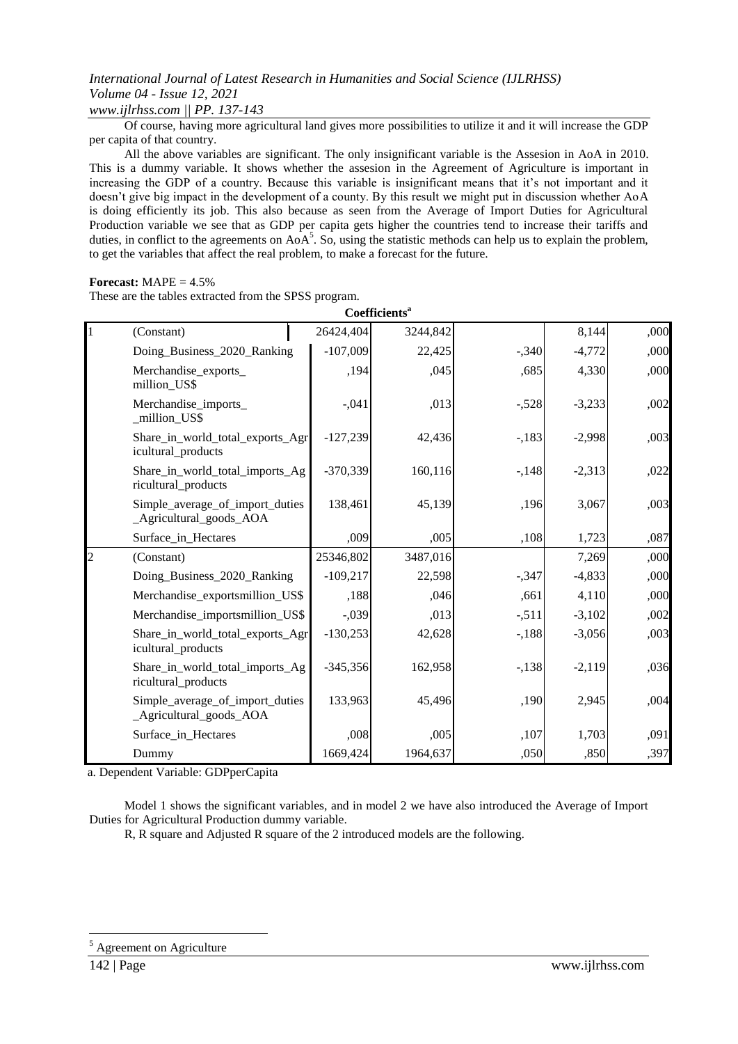Of course, having more agricultural land gives more possibilities to utilize it and it will increase the GDP per capita of that country.

All the above variables are significant. The only insignificant variable is the Assesion in AoA in 2010. This is a dummy variable. It shows whether the assesion in the Agreement of Agriculture is important in increasing the GDP of a country. Because this variable is insignificant means that it's not important and it doesn't give big impact in the development of a county. By this result we might put in discussion whether AoA is doing efficiently its job. This also because as seen from the Average of Import Duties for Agricultural Production variable we see that as GDP per capita gets higher the countries tend to increase their tariffs and duties, in conflict to the agreements on AoA[5]. So, using the statistic methods can help us to explain the problem, to get the variables that affect the real problem, to make a forecast for the future.

**Forecast:** MAPE = 4.5%

These are the tables extracted from the SPSS program.

**Coefficients[a]**

| | | | | | | |
|---|---|---|---|---|---|---|
| 1 | (Constant) | 26424,404 | 3244,842 | | 8,144 | ,000 |
| | Doing_Business_2020_Ranking | -107,009 | 22,425 | -,340 | -4,772 | ,000 |
| | Merchandise_exports_ million_US$ | ,194 | ,045 | ,685 | 4,330 | ,000 |
| | Merchandise_imports_ _million_US$ | -,041 | ,013 | -,528 | -3,233 | ,002 |
| | Share_in_world_total_exports_Agricultural_products | -127,239 | 42,436 | -,183 | -2,998 | ,003 |
| | Share_in_world_total_imports_Agricultural_products | -370,339 | 160,116 | -,148 | -2,313 | ,022 |
| | Simple_average_of_import_duties _Agricultural_goods_AOA | 138,461 | 45,139 | ,196 | 3,067 | ,003 |
| | Surface_in_Hectares | ,009 | ,005 | ,108 | 1,723 | ,087 |
| 2 | (Constant) | 25346,802 | 3487,016 | | 7,269 | ,000 |
| | Doing_Business_2020_Ranking | -109,217 | 22,598 | -,347 | -4,833 | ,000 |
| | Merchandise_exportsmillion_US$ | ,188 | ,046 | ,661 | 4,110 | ,000 |
| | Merchandise_importsmillion_US$ | -,039 | ,013 | -,511 | -3,102 | ,002 |
| | Share_in_world_total_exports_Agricultural_products | -130,253 | 42,628 | -,188 | -3,056 | ,003 |
| | Share_in_world_total_imports_Agricultural_products | -345,356 | 162,958 | -,138 | -2,119 | ,036 |
| | Simple_average_of_import_duties _Agricultural_goods_AOA | 133,963 | 45,496 | ,190 | 2,945 | ,004 |
| | Surface_in_Hectares | ,008 | ,005 | ,107 | 1,703 | ,091 |
| | Dummy | 1669,424 | 1964,637 | ,050 | ,850 | ,397 |

a. Dependent Variable: GDPperCapita

Model 1 shows the significant variables, and in model 2 we have also introduced the Average of Import Duties for Agricultural Production dummy variable.

R, R square and Adjusted R square of the 2 introduced models are the following.

[5] Agreement on Agriculture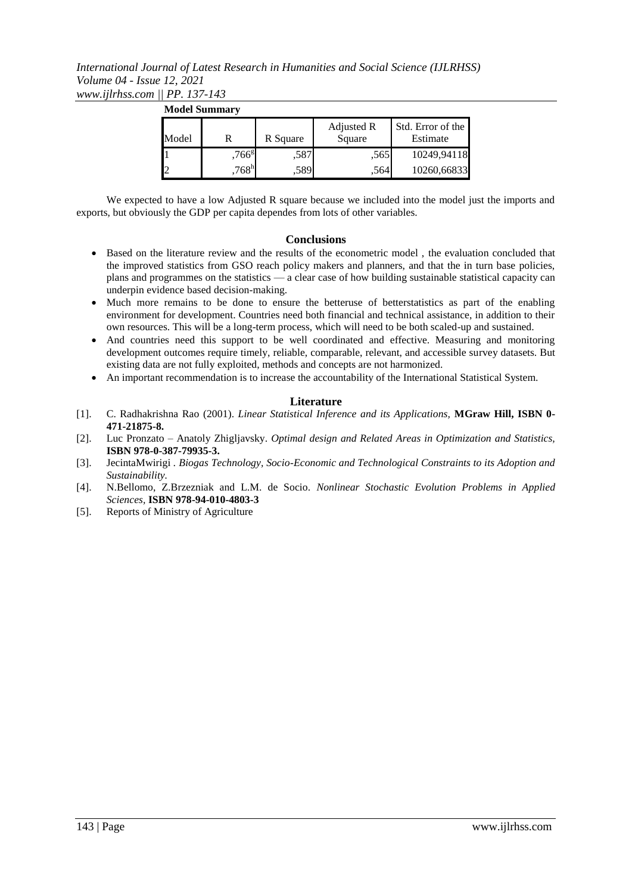**Model Summary**

| Model | R | R Square | Adjusted R Square | Std. Error of the Estimate |
|---|---|---|---|---|
| 1 | ,766[g] | ,587 | ,565 | 10249,94118 |
| 2 | ,768[h] | ,589 | ,564 | 10260,66833 |

We expected to have a low Adjusted R square because we included into the model just the imports and exports, but obviously the GDP per capita dependes from lots of other variables.

## Conclusions

- Based on the literature review and the results of the econometric model , the evaluation concluded that the improved statistics from GSO reach policy makers and planners, and that the in turn base policies, plans and programmes on the statistics — a clear case of how building sustainable statistical capacity can underpin evidence based decision-making.
- Much more remains to be done to ensure the betteruse of betterstatistics as part of the enabling environment for development. Countries need both financial and technical assistance, in addition to their own resources. This will be a long-term process, which will need to be both scaled-up and sustained.
- And countries need this support to be well coordinated and effective. Measuring and monitoring development outcomes require timely, reliable, comparable, relevant, and accessible survey datasets. But existing data are not fully exploited, methods and concepts are not harmonized.
- An important recommendation is to increase the accountability of the International Statistical System.

## Literature

[1]. C. Radhakrishna Rao (2001). *Linear Statistical Inference and its Applications,* **MGraw Hill, ISBN 0-471-21875-8.**

[2]. Luc Pronzato – Anatoly Zhigljavsky. *Optimal design and Related Areas in Optimization and Statistics,* **ISBN 978-0-387-79935-3.**

[3]. JecintaMwirigi . *Biogas Technology, Socio-Economic and Technological Constraints to its Adoption and Sustainability.*

[4]. N.Bellomo, Z.Brzezniak and L.M. de Socio. *Nonlinear Stochastic Evolution Problems in Applied Sciences,* **ISBN 978-94-010-4803-3**

[5]. Reports of Ministry of Agriculture